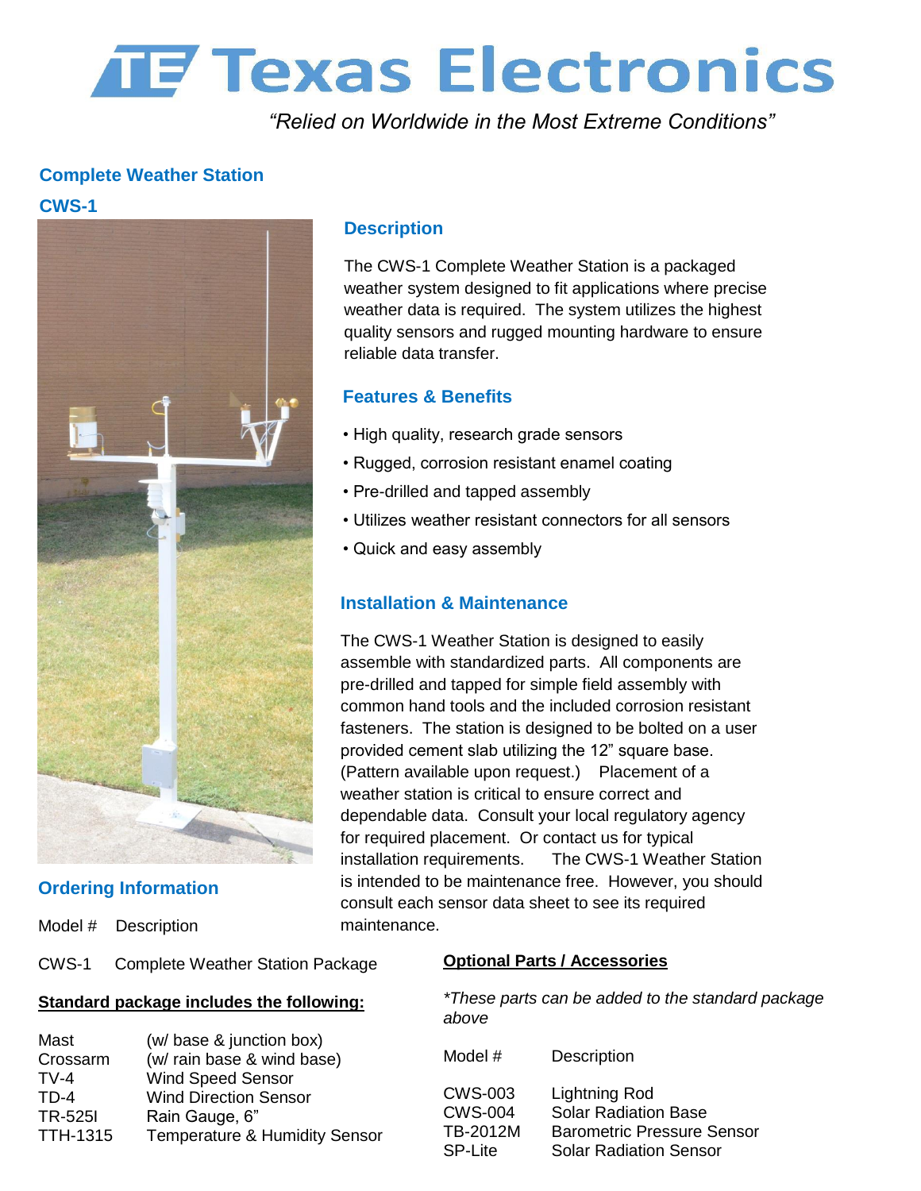# Texas Electronics

*"Relied on Worldwide in the Most Extreme Conditions"*

## Complete Weather Station

### CWS-1

### Description

The CWS-1 Complete Weather Station is a packaged weather system designed to fit applications where precise weather data is required. The system utilizes the highest quality sensors and rugged mounting hardware to ensure reliable data transfer.

### Features & Benefits

- High quality, research grade sensors
- Rugged, corrosion resistant enamel coating
- Pre-drilled and tapped assembly
- Utilizes weather resistant connectors for all sensors
- Quick and easy assembly

### Installation & Maintenance

The CWS-1 Weather Station is designed to easily assemble with standardized parts. All components are pre-drilled and tapped for simple field assembly with common hand tools and the included corrosion resistant fasteners. The station is designed to be bolted on a user provided cement slab utilizing the 12" square base. (Pattern available upon request.) Placement of a weather station is critical to ensure correct and dependable data. Consult your local regulatory agency for required placement. Or contact us for typical installation requirements. The CWS-1 Weather Station is intended to be maintenance free. However, you should consult each sensor data sheet to see its required maintenance.

### Ordering Information

| Model # | Description |
|---|---|
| CWS-1 | Complete Weather Station Package |

**Standard package includes the following:**

| | |
|---|---|
| Mast | (w/ base & junction box) |
| Crossarm | (w/ rain base & wind base) |
| TV-4 | Wind Speed Sensor |
| TD-4 | Wind Direction Sensor |
| TR-525I | Rain Gauge, 6" |
| TTH-1315 | Temperature & Humidity Sensor |

**Optional Parts / Accessories**

*\*These parts can be added to the standard package above*

| Model # | Description |
|---|---|
| CWS-003 | Lightning Rod |
| CWS-004 | Solar Radiation Base |
| TB-2012M | Barometric Pressure Sensor |
| SP-Lite | Solar Radiation Sensor |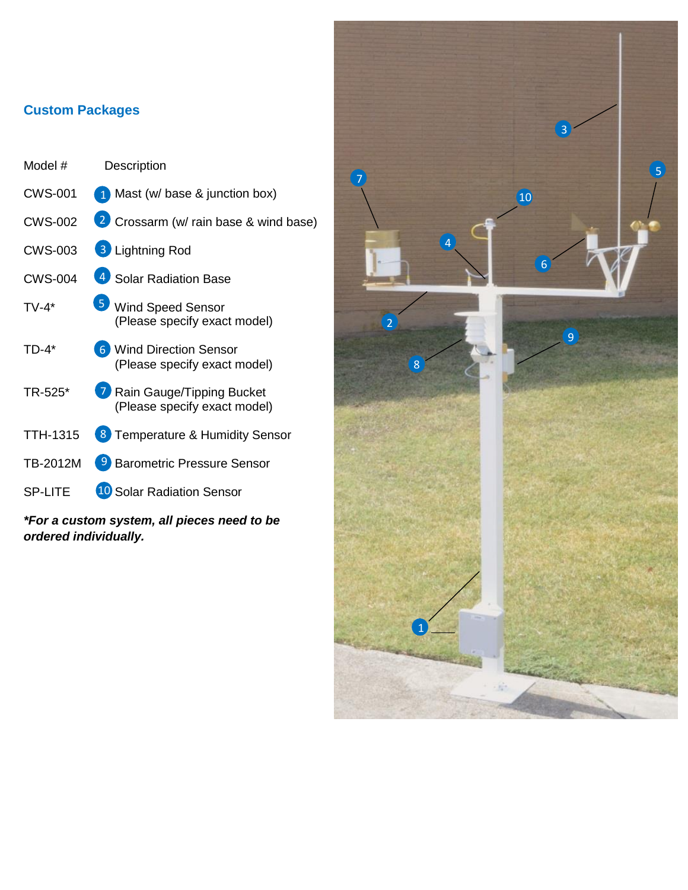## Custom Packages

| Model # | Description |
|---|---|
| CWS-001 | 1 Mast (w/ base & junction box) |
| CWS-002 | 2 Crossarm (w/ rain base & wind base) |
| CWS-003 | 3 Lightning Rod |
| CWS-004 | 4 Solar Radiation Base |
| TV-4* | 5 Wind Speed Sensor (Please specify exact model) |
| TD-4* | 6 Wind Direction Sensor (Please specify exact model) |
| TR-525* | 7 Rain Gauge/Tipping Bucket (Please specify exact model) |
| TTH-1315 | 8 Temperature & Humidity Sensor |
| TB-2012M | 9 Barometric Pressure Sensor |
| SP-LITE | 10 Solar Radiation Sensor |

***For a custom system, all pieces need to be ordered individually.***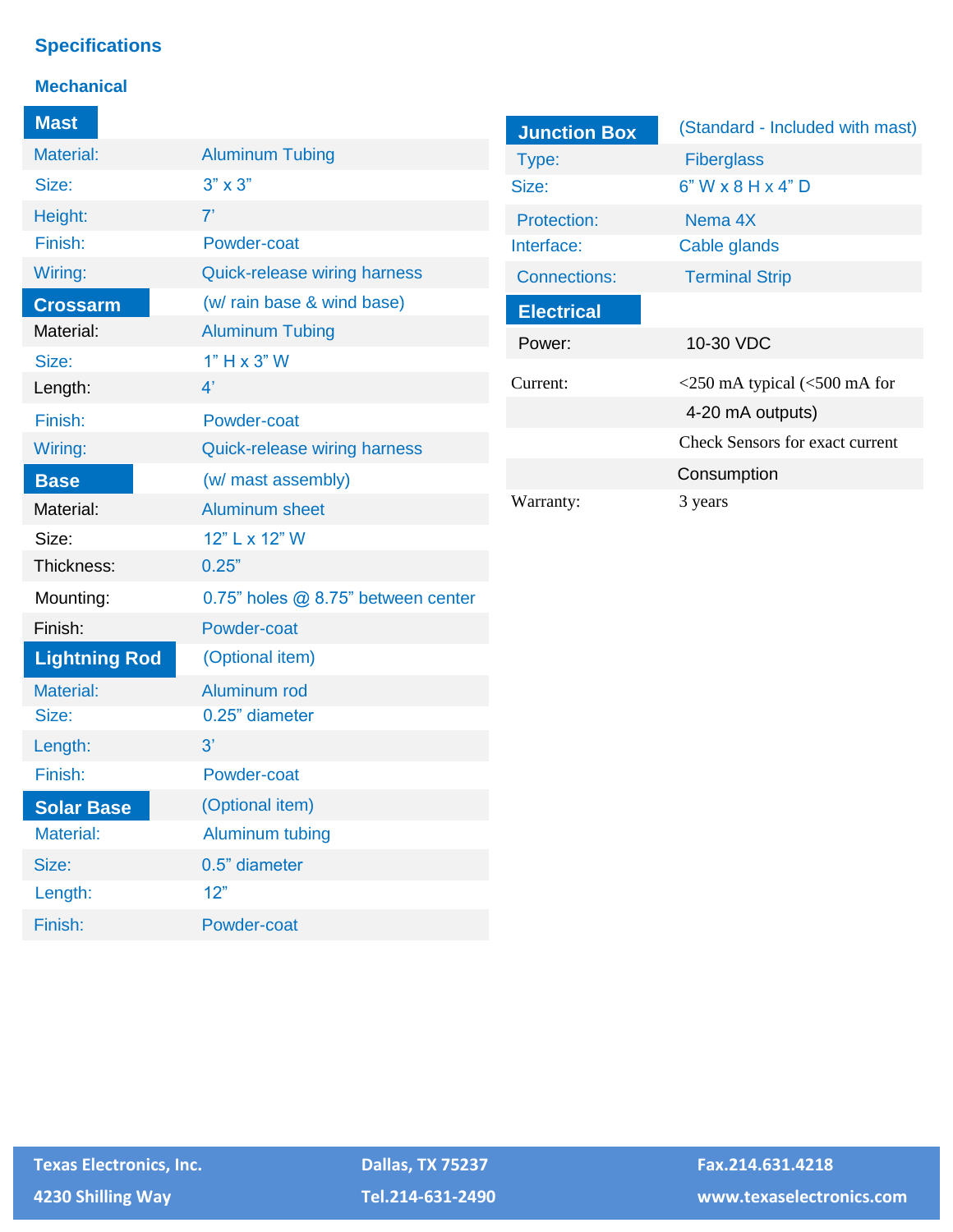## Specifications

### Mechanical

| Mast | |
|---|---|
| Material: | Aluminum Tubing |
| Size: | 3” x 3” |
| Height: | 7’ |
| Finish: | Powder-coat |
| Wiring: | Quick-release wiring harness |

| Crossarm | (w/ rain base & wind base) |
|---|---|
| Material: | Aluminum Tubing |
| Size: | 1” H x 3” W |
| Length: | 4’ |
| Finish: | Powder-coat |
| Wiring: | Quick-release wiring harness |

| Base | (w/ mast assembly) |
|---|---|
| Material: | Aluminum sheet |
| Size: | 12” L x 12” W |
| Thickness: | 0.25” |
| Mounting: | 0.75” holes @ 8.75” between center |
| Finish: | Powder-coat |

| Lightning Rod | (Optional item) |
|---|---|
| Material: | Aluminum rod |
| Size: | 0.25” diameter |
| Length: | 3’ |
| Finish: | Powder-coat |

| Solar Base | (Optional item) |
|---|---|
| Material: | Aluminum tubing |
| Size: | 0.5” diameter |
| Length: | 12” |
| Finish: | Powder-coat |

| Junction Box | (Standard - Included with mast) |
|---|---|
| Type: | Fiberglass |
| Size: | 6” W x 8 H x 4” D |
| Protection: | Nema 4X |
| Interface: | Cable glands |
| Connections: | Terminal Strip |

| Electrical | |
|---|---|
| Power: | 10-30 VDC |
| Current: | <250 mA typical (<500 mA for 4-20 mA outputs) |
| | Check Sensors for exact current Consumption |
| Warranty: | 3 years |

Texas Electronics, Inc.
4230 Shilling Way
Dallas, TX 75237
Tel.214-631-2490
Fax.214.631.4218
www.texaselectronics.com